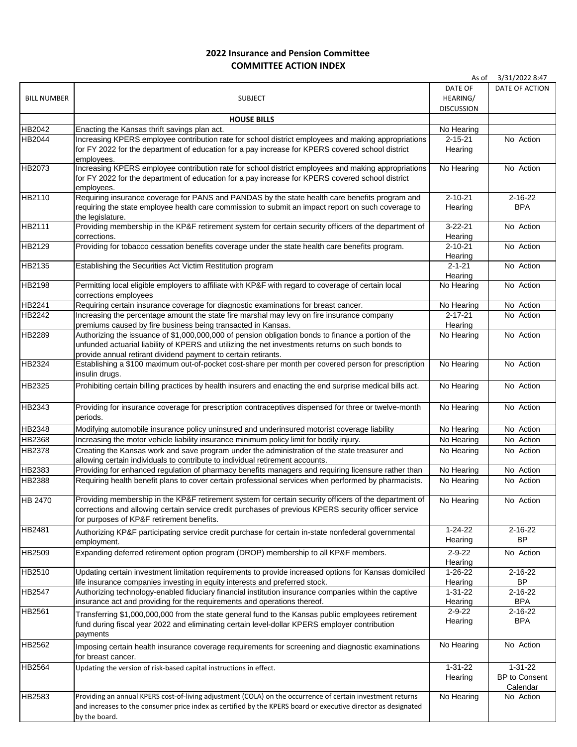**2022 Insurance and Pension Committee**
**COMMITTEE ACTION INDEX**

As of 3/31/2022 8:47

| BILL NUMBER | SUBJECT | DATE OF HEARING/ DISCUSSION | DATE OF ACTION |
|---|---|---|---|
| | **HOUSE BILLS** | | |
| HB2042 | Enacting the Kansas thrift savings plan act. | No Hearing | |
| HB2044 | Increasing KPERS employee contribution rate for school district employees and making appropriations for FY 2022 for the department of education for a pay increase for KPERS covered school district employees. | 2-15-21 Hearing | No Action |
| HB2073 | Increasing KPERS employee contribution rate for school district employees and making appropriations for FY 2022 for the department of education for a pay increase for KPERS covered school district employees. | No Hearing | No Action |
| HB2110 | Requiring insurance coverage for PANS and PANDAS by the state health care benefits program and requiring the state employee health care commission to submit an impact report on such coverage to the legislature. | 2-10-21 Hearing | 2-16-22 BPA |
| HB2111 | Providing membership in the KP&F retirement system for certain security officers of the department of corrections. | 3-22-21 Hearing | No Action |
| HB2129 | Providing for tobacco cessation benefits coverage under the state health care benefits program. | 2-10-21 Hearing | No Action |
| HB2135 | Establishing the Securities Act Victim Restitution program | 2-1-21 Hearing | No Action |
| HB2198 | Permitting local eligible employers to affiliate with KP&F with regard to coverage of certain local corrections employees | No Hearing | No Action |
| HB2241 | Requiring certain insurance coverage for diagnostic examinations for breast cancer. | No Hearing | No Action |
| HB2242 | Increasing the percentage amount the state fire marshal may levy on fire insurance company premiums caused by fire business being transacted in Kansas. | 2-17-21 Hearing | No Action |
| HB2289 | Authorizing the issuance of $1,000,000,000 of pension obligation bonds to finance a portion of the unfunded actuarial liability of KPERS and utilizing the net investments returns on such bonds to provide annual retirant dividend payment to certain retirants. | No Hearing | No Action |
| HB2324 | Establishing a $100 maximum out-of-pocket cost-share per month per covered person for prescription insulin drugs. | No Hearing | No Action |
| HB2325 | Prohibiting certain billing practices by health insurers and enacting the end surprise medical bills act. | No Hearing | No Action |
| HB2343 | Providing for insurance coverage for prescription contraceptives dispensed for three or twelve-month periods. | No Hearing | No Action |
| HB2348 | Modifying automobile insurance policy uninsured and underinsured motorist coverage liability | No Hearing | No Action |
| HB2368 | Increasing the motor vehicle liability insurance minimum policy limit for bodily injury. | No Hearing | No Action |
| HB2378 | Creating the Kansas work and save program under the administration of the state treasurer and allowing certain individuals to contribute to individual retirement accounts. | No Hearing | No Action |
| HB2383 | Providing for enhanced regulation of pharmacy benefits managers and requiring licensure rather than | No Hearing | No Action |
| HB2388 | Requiring health benefit plans to cover certain professional services when performed by pharmacists. | No Hearing | No Action |
| HB 2470 | Providing membership in the KP&F retirement system for certain security officers of the department of corrections and allowing certain service credit purchases of previous KPERS security officer service for purposes of KP&F retirement benefits. | No Hearing | No Action |
| HB2481 | Authorizing KP&F participating service credit purchase for certain in-state nonfederal governmental employment. | 1-24-22 Hearing | 2-16-22 BP |
| HB2509 | Expanding deferred retirement option program (DROP) membership to all KP&F members. | 2-9-22 Hearing | No Action |
| HB2510 | Updating certain investment limitation requirements to provide increased options for Kansas domiciled life insurance companies investing in equity interests and preferred stock. | 1-26-22 Hearing | 2-16-22 BP |
| HB2547 | Authorizing technology-enabled fiduciary financial institution insurance companies within the captive insurance act and providing for the requirements and operations thereof. | 1-31-22 Hearing | 2-16-22 BPA |
| HB2561 | Transferring $1,000,000,000 from the state general fund to the Kansas public employees retirement fund during fiscal year 2022 and eliminating certain level-dollar KPERS employer contribution payments | 2-9-22 Hearing | 2-16-22 BPA |
| HB2562 | Imposing certain health insurance coverage requirements for screening and diagnostic examinations for breast cancer. | No Hearing | No Action |
| HB2564 | Updating the version of risk-based capital instructions in effect. | 1-31-22 Hearing | 1-31-22 BP to Consent Calendar |
| HB2583 | Providing an annual KPERS cost-of-living adjustment (COLA) on the occurrence of certain investment returns and increases to the consumer price index as certified by the KPERS board or executive director as designated by the board. | No Hearing | No Action |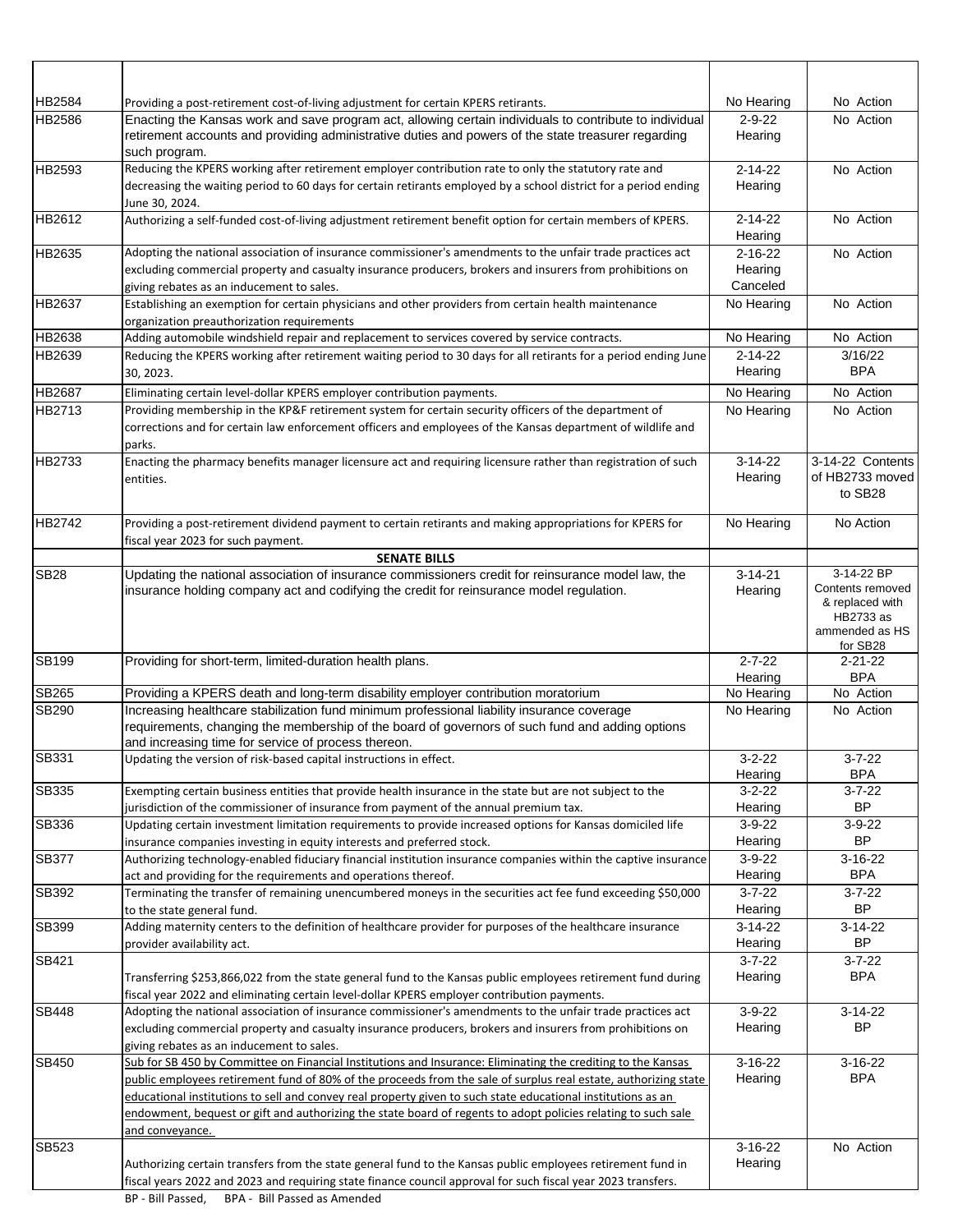| | | | |
|---|---|---|---|
| HB2584 | Providing a post-retirement cost-of-living adjustment for certain KPERS retirants. | No Hearing | No Action |
| HB2586 | Enacting the Kansas work and save program act, allowing certain individuals to contribute to individual retirement accounts and providing administrative duties and powers of the state treasurer regarding such program. | 2-9-22 Hearing | No Action |
| HB2593 | Reducing the KPERS working after retirement employer contribution rate to only the statutory rate and decreasing the waiting period to 60 days for certain retirants employed by a school district for a period ending June 30, 2024. | 2-14-22 Hearing | No Action |
| HB2612 | Authorizing a self-funded cost-of-living adjustment retirement benefit option for certain members of KPERS. | 2-14-22 Hearing | No Action |
| HB2635 | Adopting the national association of insurance commissioner's amendments to the unfair trade practices act excluding commercial property and casualty insurance producers, brokers and insurers from prohibitions on giving rebates as an inducement to sales. | 2-16-22 Hearing Canceled | No Action |
| HB2637 | Establishing an exemption for certain physicians and other providers from certain health maintenance organization preauthorization requirements | No Hearing | No Action |
| HB2638 | Adding automobile windshield repair and replacement to services covered by service contracts. | No Hearing | No Action |
| HB2639 | Reducing the KPERS working after retirement waiting period to 30 days for all retirants for a period ending June 30, 2023. | 2-14-22 Hearing | 3/16/22 BPA |
| HB2687 | Eliminating certain level-dollar KPERS employer contribution payments. | No Hearing | No Action |
| HB2713 | Providing membership in the KP&F retirement system for certain security officers of the department of corrections and for certain law enforcement officers and employees of the Kansas department of wildlife and parks. | No Hearing | No Action |
| HB2733 | Enacting the pharmacy benefits manager licensure act and requiring licensure rather than registration of such entities. | 3-14-22 Hearing | 3-14-22 Contents of HB2733 moved to SB28 |
| HB2742 | Providing a post-retirement dividend payment to certain retirants and making appropriations for KPERS for fiscal year 2023 for such payment. | No Hearing | No Action |
| | **SENATE BILLS** | | |
| SB28 | Updating the national association of insurance commissioners credit for reinsurance model law, the insurance holding company act and codifying the credit for reinsurance model regulation. | 3-14-21 Hearing | 3-14-22 BP Contents removed & replaced with HB2733 as ammended as HS for SB28 |
| SB199 | Providing for short-term, limited-duration health plans. | 2-7-22 Hearing | 2-21-22 BPA |
| SB265 | Providing a KPERS death and long-term disability employer contribution moratorium | No Hearing | No Action |
| SB290 | Increasing healthcare stabilization fund minimum professional liability insurance coverage requirements, changing the membership of the board of governors of such fund and adding options and increasing time for service of process thereon. | No Hearing | No Action |
| SB331 | Updating the version of risk-based capital instructions in effect. | 3-2-22 Hearing | 3-7-22 BPA |
| SB335 | Exempting certain business entities that provide health insurance in the state but are not subject to the jurisdiction of the commissioner of insurance from payment of the annual premium tax. | 3-2-22 Hearing | 3-7-22 BP |
| SB336 | Updating certain investment limitation requirements to provide increased options for Kansas domiciled life insurance companies investing in equity interests and preferred stock. | 3-9-22 Hearing | 3-9-22 BP |
| SB377 | Authorizing technology-enabled fiduciary financial institution insurance companies within the captive insurance act and providing for the requirements and operations thereof. | 3-9-22 Hearing | 3-16-22 BPA |
| SB392 | Terminating the transfer of remaining unencumbered moneys in the securities act fee fund exceeding $50,000 to the state general fund. | 3-7-22 Hearing | 3-7-22 BP |
| SB399 | Adding maternity centers to the definition of healthcare provider for purposes of the healthcare insurance provider availability act. | 3-14-22 Hearing | 3-14-22 BP |
| SB421 | Transferring $253,866,022 from the state general fund to the Kansas public employees retirement fund during fiscal year 2022 and eliminating certain level-dollar KPERS employer contribution payments. | 3-7-22 Hearing | 3-7-22 BPA |
| SB448 | Adopting the national association of insurance commissioner's amendments to the unfair trade practices act excluding commercial property and casualty insurance producers, brokers and insurers from prohibitions on giving rebates as an inducement to sales. | 3-9-22 Hearing | 3-14-22 BP |
| SB450 | Sub for SB 450 by Committee on Financial Institutions and Insurance: Eliminating the crediting to the Kansas public employees retirement fund of 80% of the proceeds from the sale of surplus real estate, authorizing state educational institutions to sell and convey real property given to such state educational institutions as an endowment, bequest or gift and authorizing the state board of regents to adopt policies relating to such sale and conveyance. | 3-16-22 Hearing | 3-16-22 BPA |
| SB523 | Authorizing certain transfers from the state general fund to the Kansas public employees retirement fund in fiscal years 2022 and 2023 and requiring state finance council approval for such fiscal year 2023 transfers. | 3-16-22 Hearing | No Action |

BP - Bill Passed, BPA - Bill Passed as Amended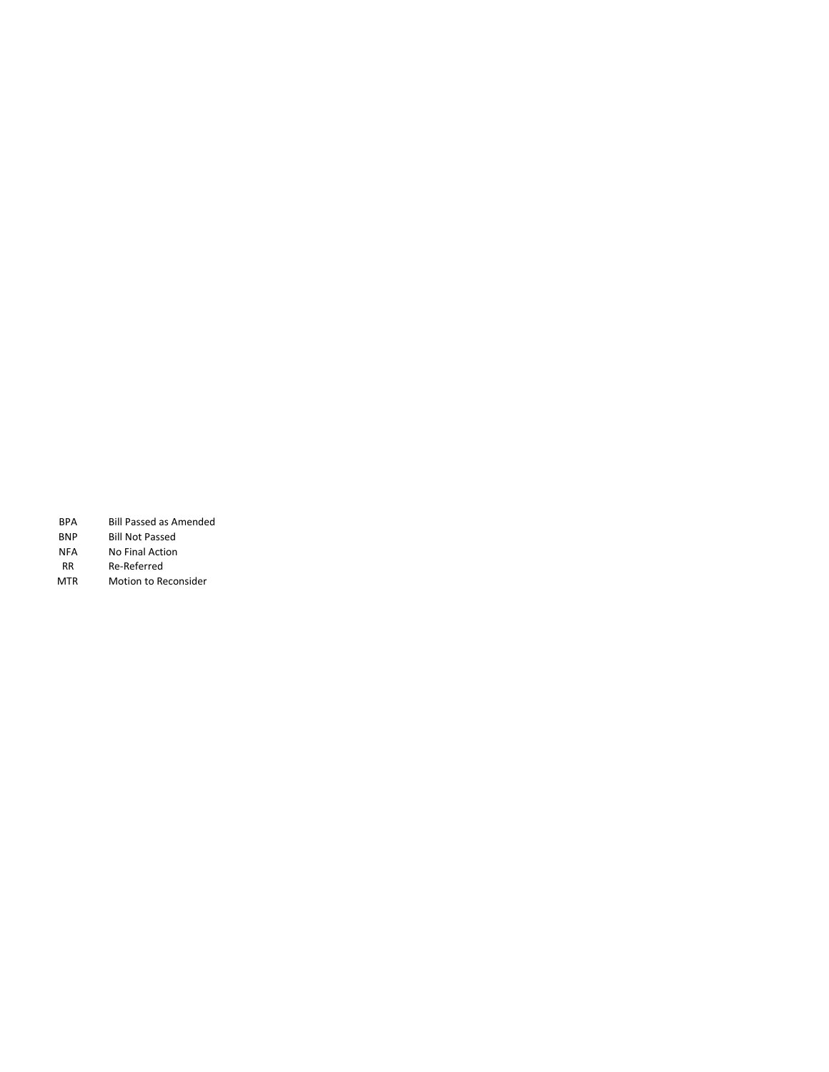| | |
|---|---|
| BPA | Bill Passed as Amended |
| BNP | Bill Not Passed |
| NFA | No Final Action |
| RR | Re-Referred |
| MTR | Motion to Reconsider |